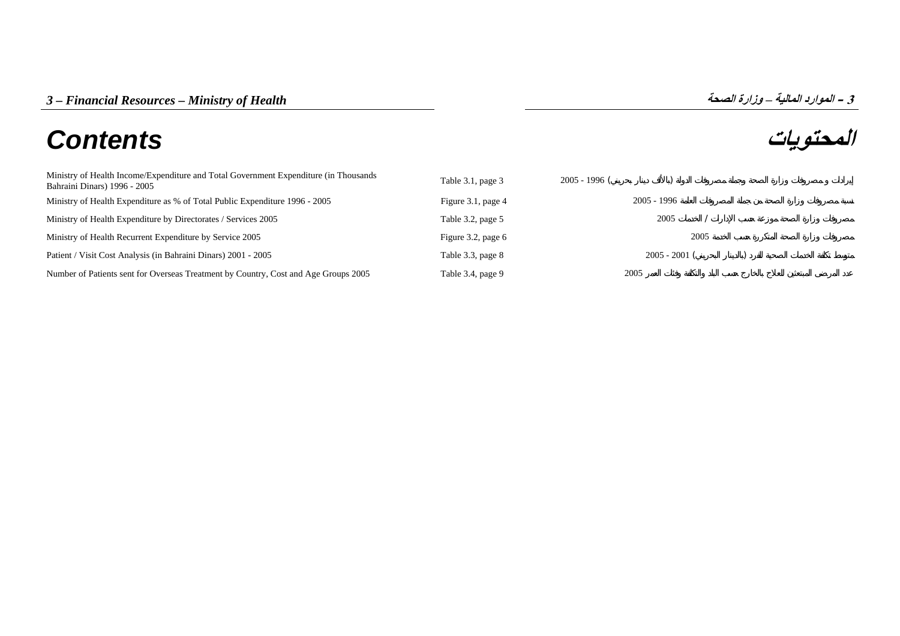# 3 – Financial Resources – Ministry of Health

# 3 – الموارد المالية – وزارة الصحة

## Contents

## المحتويات

| | | |
|---|---|---|
| Ministry of Health Income/Expenditure and Total Government Expenditure (in Thousands Bahraini Dinars) 1996 - 2005 | Table 3.1, page 3 | إيرادات و مصروفات وزارة الصحة وجملة مصروفات الدولة (بالألف دينار بحريني) 1996 - 2005 |
| Ministry of Health Expenditure as % of Total Public Expenditure 1996 - 2005 | Figure 3.1, page 4 | نسبة مصروفات وزارة الصحة من جملة المصروفات العامة 1996 - 2005 |
| Ministry of Health Expenditure by Directorates / Services 2005 | Table 3.2, page 5 | مصروفات وزارة الصحة موزعة حسب الإدارات / الخدمات 2005 |
| Ministry of Health Recurrent Expenditure by Service 2005 | Figure 3.2, page 6 | مصروفات وزارة الصحة المتكررة حسب الخدمة 2005 |
| Patient / Visit Cost Analysis (in Bahraini Dinars) 2001 - 2005 | Table 3.3, page 8 | متوسط تكلفة الخدمات الصحية للفرد (بالدينار البحريني) 2001 - 2005 |
| Number of Patients sent for Overseas Treatment by Country, Cost and Age Groups 2005 | Table 3.4, page 9 | عدد المرضى المبتعثين للعلاج بالخارج حسب البلد والتكلفة وفئات العمر 2005 |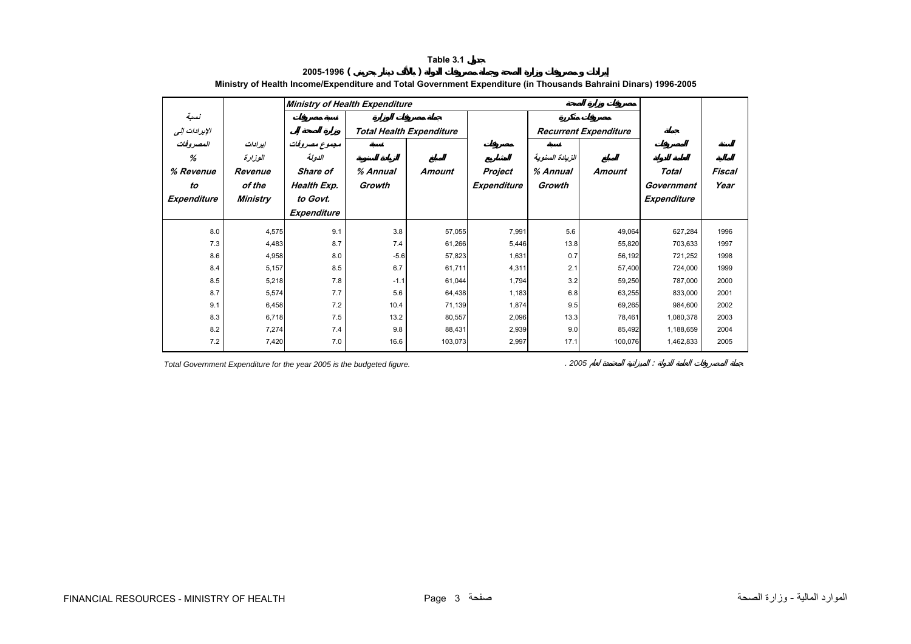**Table 3.1 جدول**

**إيرادات ومصروفات وزارة الصحة وجملة مصروفات الدولة ( بالألف دينار بحريني ) 1996-2005**

**Ministry of Health Income/Expenditure and Total Government Expenditure (in Thousands Bahraini Dinars) 1996-2005**

| نسبة الإيرادات إلى المصروفات % % Revenue to Expenditure | إيرادات الوزارة Revenue of the Ministry | *Ministry of Health Expenditure* مصروفات وزارة الصحة | | | | | | جملة المصروفات العامة للدولة Total Government Expenditure | السنة المالية Fiscal Year |
|---|---|---|---|---|---|---|---|---|---|
| | | نسبة مصروفات وزارة الصحة إلى مجموع مصروفات الدولة Share of Health Exp. to Govt. Expenditure | جملة مصروفات الوزارة Total Health Expenditure | | مصروفات المشاريع Project Expenditure | مصروفات متكررة Recurrent Expenditure | | | |
| | | | نسبة الزيادة السنوية % Annual Growth | المبلغ Amount | | نسبة الزيادة السنوية % Annual Growth | المبلغ Amount | | |
| 8.0 | 4,575 | 9.1 | 3.8 | 57,055 | 7,991 | 5.6 | 49,064 | 627,284 | 1996 |
| 7.3 | 4,483 | 8.7 | 7.4 | 61,266 | 5,446 | 13.8 | 55,820 | 703,633 | 1997 |
| 8.6 | 4,958 | 8.0 | -5.6 | 57,823 | 1,631 | 0.7 | 56,192 | 721,252 | 1998 |
| 8.4 | 5,157 | 8.5 | 6.7 | 61,711 | 4,311 | 2.1 | 57,400 | 724,000 | 1999 |
| 8.5 | 5,218 | 7.8 | -1.1 | 61,044 | 1,794 | 3.2 | 59,250 | 787,000 | 2000 |
| 8.7 | 5,574 | 7.7 | 5.6 | 64,438 | 1,183 | 6.8 | 63,255 | 833,000 | 2001 |
| 9.1 | 6,458 | 7.2 | 10.4 | 71,139 | 1,874 | 9.5 | 69,265 | 984,600 | 2002 |
| 8.3 | 6,718 | 7.5 | 13.2 | 80,557 | 2,096 | 13.3 | 78,461 | 1,080,378 | 2003 |
| 8.2 | 7,274 | 7.4 | 9.8 | 88,431 | 2,939 | 9.0 | 85,492 | 1,188,659 | 2004 |
| 7.2 | 7,420 | 7.0 | 16.6 | 103,073 | 2,997 | 17.1 | 100,076 | 1,462,833 | 2005 |

*Total Government Expenditure for the year 2005 is the budgeted figure.*

جملة المصروفات العامة للدولة : الميزانية المعتمدة لعام 2005 .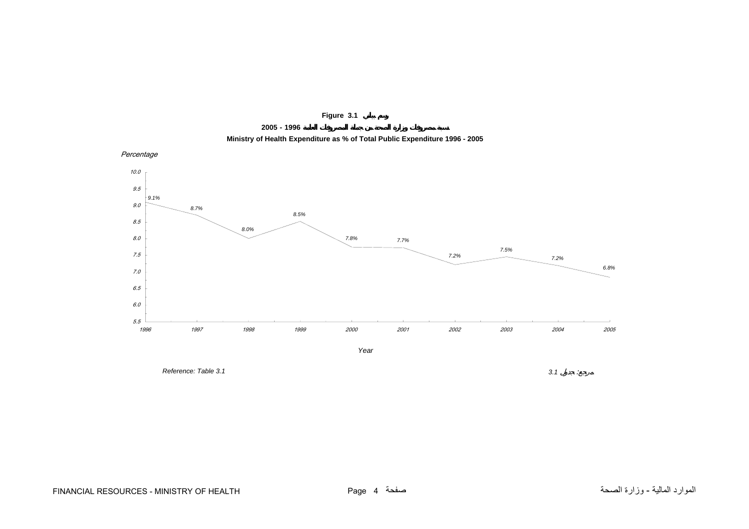**Figure 3.1 رسم بياني**

**نسبة مصروفات وزارة الصحة من جملة المصروفات العامة 1996 - 2005**

**Ministry of Health Expenditure as % of Total Public Expenditure 1996 - 2005**

| Year | Percentage |
|---|---|
| 1996 | 9.1% |
| 1997 | 8.7% |
| 1998 | 8.0% |
| 1999 | 8.5% |
| 2000 | 7.8% |
| 2001 | 7.7% |
| 2002 | 7.2% |
| 2003 | 7.5% |
| 2004 | 7.2% |
| 2005 | 6.8% |

*Reference: Table 3.1*

*مرجع: جدول 3.1*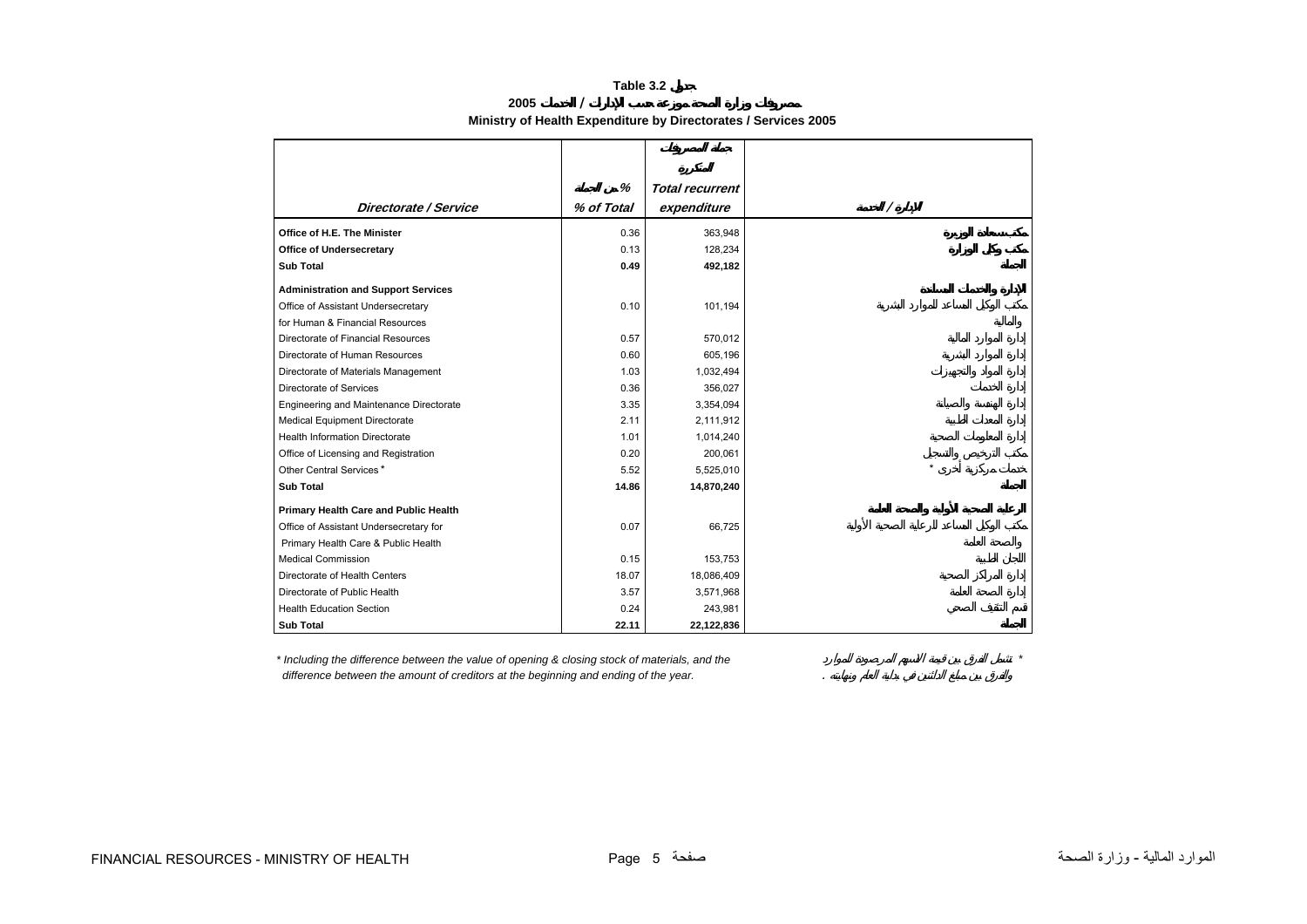**Table 3.2 جدول**

**مصروفات وزارة الصحة موزعة حسب الإدارات / الخدمات 2005**

**Ministry of Health Expenditure by Directorates / Services 2005**

| *Directorate / Service* | % من الجملة *% of Total* | جملة المصروفات المتكررة *Total recurrent expenditure* | الإدارة / الخدمة |
|---|---|---|---|
| **Office of H.E. The Minister** | 0.36 | 363,948 | مكتب سعادة الوزيرة |
| **Office of Undersecretary** | 0.13 | 128,234 | مكتب وكيل الوزارة |
| **Sub Total** | **0.49** | **492,182** | **الجملة** |
| **Administration and Support Services** | | | **الإدارة والخدمات المساندة** |
| Office of Assistant Undersecretary for Human & Financial Resources | 0.10 | 101,194 | مكتب الوكيل المساعد للموارد البشرية والمالية |
| Directorate of Financial Resources | 0.57 | 570,012 | إدارة الموارد المالية |
| Directorate of Human Resources | 0.60 | 605,196 | إدارة الموارد البشرية |
| Directorate of Materials Management | 1.03 | 1,032,494 | إدارة المواد والتجهيزات |
| Directorate of Services | 0.36 | 356,027 | إدارة الخدمات |
| Engineering and Maintenance Directorate | 3.35 | 3,354,094 | إدارة الهندسة والصيانة |
| Medical Equipment Directorate | 2.11 | 2,111,912 | إدارة المعدات الطبية |
| Health Information Directorate | 1.01 | 1,014,240 | إدارة المعلومات الصحية |
| Office of Licensing and Registration | 0.20 | 200,061 | مكتب الترخيص والتسجيل |
| Other Central Services * | 5.52 | 5,525,010 | خدمات مركزية أخرى * |
| **Sub Total** | **14.86** | **14,870,240** | **الجملة** |
| **Primary Health Care and Public Health** | | | **الرعاية الصحية الأولية والصحة العامة** |
| Office of Assistant Undersecretary for Primary Health Care & Public Health | 0.07 | 66,725 | مكتب الوكيل المساعد للرعاية الصحية الأولية والصحة العامة |
| Medical Commission | 0.15 | 153,753 | اللجان الطبية |
| Directorate of Health Centers | 18.07 | 18,086,409 | إدارة المراكز الصحية |
| Directorate of Public Health | 3.57 | 3,571,968 | إدارة الصحة العامة |
| Health Education Section | 0.24 | 243,981 | قسم التثقيف الصحي |
| **Sub Total** | **22.11** | **22,122,836** | **الجملة** |

*\* Including the difference between the value of opening & closing stock of materials, and the difference between the amount of creditors at the beginning and ending of the year.*

\* تشمل الفرق بين قيمة الأسهم المرصودة للموارد والفرق بين مبلغ الدائنين في بداية العام ونهايته .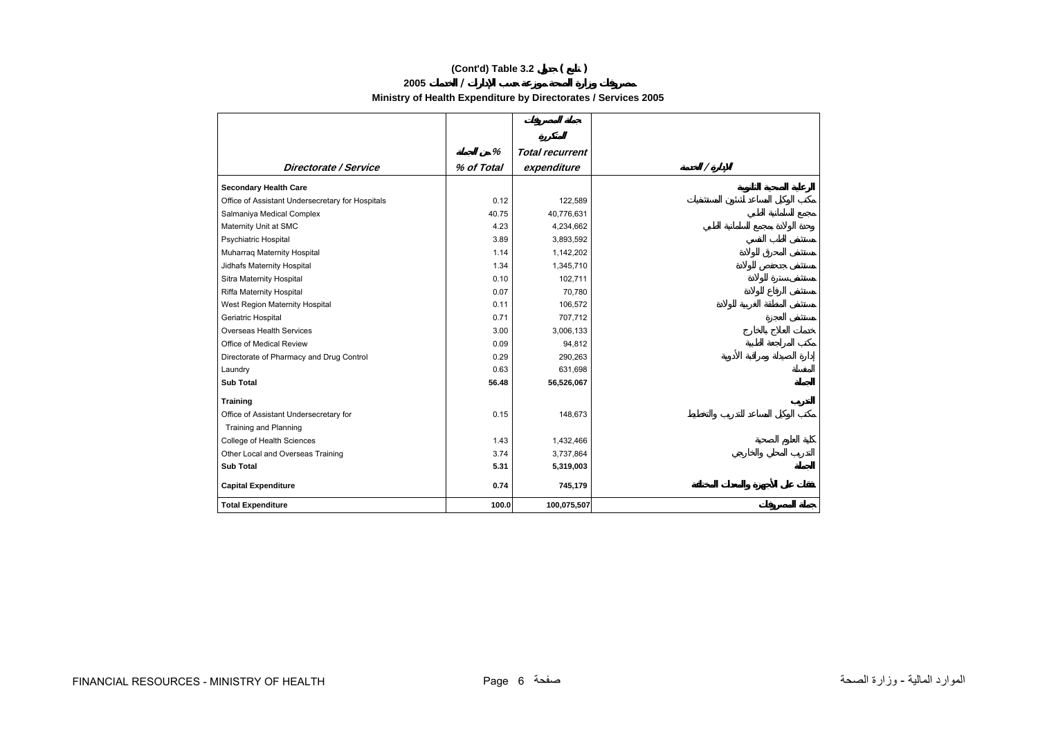## (Cont'd) Table 3.2 جدول ( تابع )

## 2005 مصروفات وزارة الصحة موزعة حسب الإدارات / الخدمات

## Ministry of Health Expenditure by Directorates / Services 2005

| Directorate / Service | % من الجملة<br>% of Total | جملة المصروفات المتكررة<br>Total recurrent expenditure | الإدارة / الخدمة |
|---|---|---|---|
| **Secondary Health Care** | | | **الرعاية الصحية الثانوية** |
| Office of Assistant Undersecretary for Hospitals | 0.12 | 122,589 | مكتب الوكيل المساعد لشئون المستشفيات |
| Salmaniya Medical Complex | 40.75 | 40,776,631 | مجمع السلمانية الطبي |
| Maternity Unit at SMC | 4.23 | 4,234,662 | وحدة الولادة بمجمع السلمانية الطبي |
| Psychiatric Hospital | 3.89 | 3,893,592 | مستشفى الطب النفسي |
| Muharraq Maternity Hospital | 1.14 | 1,142,202 | مستشفى المحرق للولادة |
| Jidhafs Maternity Hospital | 1.34 | 1,345,710 | مستشفى جدحفص للولادة |
| Sitra Maternity Hospital | 0.10 | 102,711 | مستشفى سترة للولادة |
| Riffa Maternity Hospital | 0.07 | 70,780 | مستشفى الرفاع للولادة |
| West Region Maternity Hospital | 0.11 | 106,572 | مستشفى المنطقة الغربية للولادة |
| Geriatric Hospital | 0.71 | 707,712 | مستشفى العجزة |
| Overseas Health Services | 3.00 | 3,006,133 | خدمات العلاج بالخارج |
| Office of Medical Review | 0.09 | 94,812 | مكتب المراجعة الطبية |
| Directorate of Pharmacy and Drug Control | 0.29 | 290,263 | إدارة الصيدلة ومراقبة الأدوية |
| Laundry | 0.63 | 631,698 | المغسلة |
| **Sub Total** | **56.48** | **56,526,067** | **الجملة** |
| **Training** | | | **التدريب** |
| Office of Assistant Undersecretary for Training and Planning | 0.15 | 148,673 | مكتب الوكيل المساعد للتدريب والتخطيط |
| College of Health Sciences | 1.43 | 1,432,466 | كلية العلوم الصحية |
| Other Local and Overseas Training | 3.74 | 3,737,864 | التدريب المحلي والخارجي |
| **Sub Total** | **5.31** | **5,319,003** | **الجملة** |
| **Capital Expenditure** | **0.74** | **745,179** | **نفقات على الأجهزة والمعدات المختلفة** |
| **Total Expenditure** | **100.0** | **100,075,507** | **جملة المصروفات** |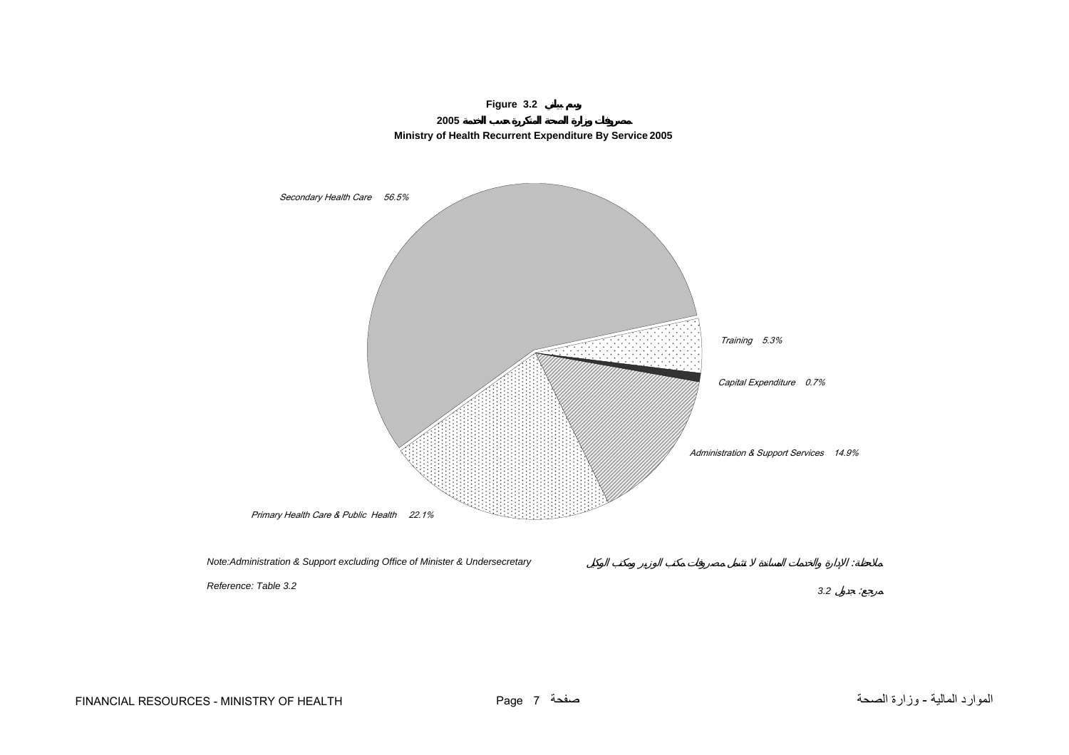**Figure 3.2 رسم بياني**

**2005 مصروفات وزارة الصحة المتكررة حسب الخدمة**

**Ministry of Health Recurrent Expenditure By Service 2005**

*Secondary Health Care 56.5%*

*Training 5.3%*

*Capital Expenditure 0.7%*

*Administration & Support Services 14.9%*

*Primary Health Care & Public Health 22.1%*

*Note:Administration & Support excluding Office of Minister & Undersecretary*

*ملاحظة: الإدارة والخدمات المساندة لا تشمل مصروفات مكتب الوزير ومكتب الوكيل*

*Reference: Table 3.2*

*مرجع: جدول 3.2*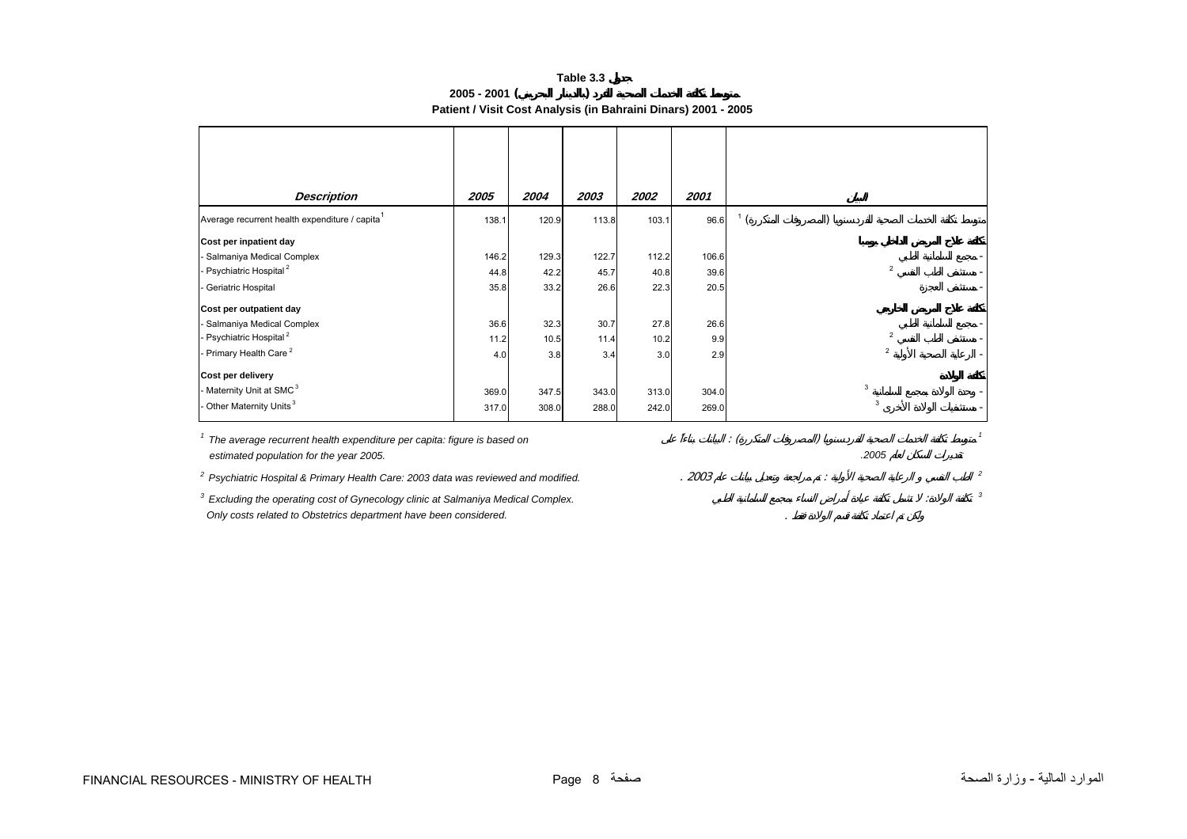**Table 3.3 جدول**

**2005 - 2001 متوسط تكلفة الخدمات الصحية للفرد (بالدينار البحريني)**

**Patient / Visit Cost Analysis (in Bahraini Dinars) 2001 - 2005**

| Description | 2005 | 2004 | 2003 | 2002 | 2001 | البيان |
|---|---|---|---|---|---|---|
| Average recurrent health expenditure / capita[1] | 138.1 | 120.9 | 113.8 | 103.1 | 96.6 | متوسط تكلفة الخدمات الصحية للفرد سنويا (المصروفات المتكررة) [1] |
| **Cost per inpatient day** | | | | | | **تكلفة علاج المريض الداخلي يومياً** |
| - Salmaniya Medical Complex | 146.2 | 129.3 | 122.7 | 112.2 | 106.6 | - مجمع السلمانية الطبي |
| - Psychiatric Hospital[2] | 44.8 | 42.2 | 45.7 | 40.8 | 39.6 | - مستشفى الطب النفسي [2] |
| - Geriatric Hospital | 35.8 | 33.2 | 26.6 | 22.3 | 20.5 | - مستشفى العجزة |
| **Cost per outpatient day** | | | | | | **تكلفة علاج المريض الخارجي** |
| - Salmaniya Medical Complex | 36.6 | 32.3 | 30.7 | 27.8 | 26.6 | - مجمع السلمانية الطبي |
| - Psychiatric Hospital[2] | 11.2 | 10.5 | 11.4 | 10.2 | 9.9 | - مستشفى الطب النفسي [2] |
| - Primary Health Care[2] | 4.0 | 3.8 | 3.4 | 3.0 | 2.9 | - الرعاية الصحية الأولية [2] |
| **Cost per delivery** | | | | | | **تكلفة الولادة** |
| - Maternity Unit at SMC[3] | 369.0 | 347.5 | 343.0 | 313.0 | 304.0 | - وحدة الولادة بمجمع السلمانية [3] |
| - Other Maternity Units[3] | 317.0 | 308.0 | 288.0 | 242.0 | 269.0 | - مستشفيات الولادة الأخرى [3] |

[1] The average recurrent health expenditure per capita: figure is based on estimated population for the year 2005.

[1] متوسط تكلفة الخدمات الصحية للفرد سنويا (المصروفات المتكررة) : البيانات بناءً على تقديرات السكان لعام 2005.

[2] Psychiatric Hospital & Primary Health Care: 2003 data was reviewed and modified.

[2] الطب النفسي و الرعاية الصحية الأولية : تم مراجعة وتعديل بيانات عام 2003 .

[3] Excluding the operating cost of Gynecology clinic at Salmaniya Medical Complex. Only costs related to Obstetrics department have been considered.

[3] تكلفة الولادة: لا تشمل تكلفة عيادة أمراض النساء بمجمع السلمانية الطبي ولكن تم اعتماد تكلفة قسم الولادة فقط .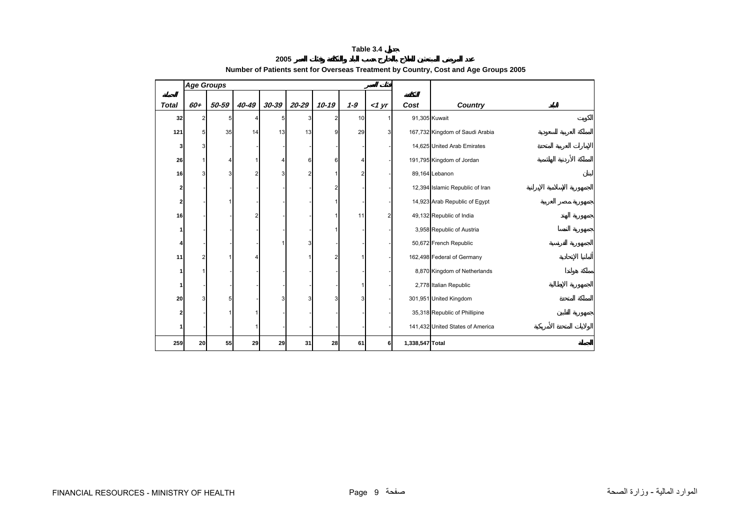**Table 3.4 جدول**

**عدد المرضى المبتعثين للعلاج بالخارج حسب البلد والتكلفة وفئات العمر 2005**

**Number of Patients sent for Overseas Treatment by Country, Cost and Age Groups 2005**

| المجموع | Age Groups | | | | | | | فئات العمر | التكلفة | | |
|---|---|---|---|---|---|---|---|---|---|---|---|
| **Total** | **60+** | **50-59** | **40-49** | **30-39** | **20-29** | **10-19** | **1-9** | **<1 yr** | **Cost** | **Country** | **البلد** |
| **32** | 2 | 5 | 4 | 5 | 3 | 2 | 10 | 1 | 91,305 | Kuwait | الكويت |
| **121** | 5 | 35 | 14 | 13 | 13 | 9 | 29 | 3 | 167,732 | Kingdom of Saudi Arabia | المملكة العربية السعودية |
| **3** | 3 | - | - | - | - | - | - | - | 14,625 | United Arab Emirates | الإمارات العربية المتحدة |
| **26** | 1 | 4 | 1 | 4 | 6 | 6 | 4 | - | 191,795 | Kingdom of Jordan | المملكة الأردنية الهاشمية |
| **16** | 3 | 3 | 2 | 3 | 2 | 1 | 2 | - | 89,164 | Lebanon | لبنان |
| **2** | - | - | - | - | - | 2 | - | - | 12,394 | Islamic Republic of Iran | الجمهورية الإسلامية الإيرانية |
| **2** | - | 1 | - | - | - | 1 | - | - | 14,923 | Arab Republic of Egypt | جمهورية مصر العربية |
| **16** | - | - | 2 | - | - | 1 | 11 | 2 | 49,132 | Republic of India | جمهورية الهند |
| **1** | - | - | - | - | - | 1 | - | - | 3,958 | Republic of Austria | جمهورية النمسا |
| **4** | - | - | - | 1 | 3 | - | - | - | 50,672 | French Republic | الجمهورية الفرنسية |
| **11** | 2 | 1 | 4 | | 1 | 2 | 1 | - | 162,498 | Federal of Germany | ألمانيا الإتحادية |
| **1** | 1 | - | - | - | - | - | - | - | 8,870 | Kingdom of Netherlands | مملكة هولندا |
| **1** | - | - | - | - | - | - | 1 | - | 2,778 | Italian Republic | الجمهورية الإيطالية |
| **20** | 3 | 5 | - | 3 | 3 | 3 | 3 | - | 301,951 | United Kingdom | المملكة المتحدة |
| **2** | - | 1 | 1 | - | - | - | - | - | 35,318 | Republic of Phillipine | جمهورية الفلبين |
| **1** | - | - | 1 | - | - | - | - | - | 141,432 | United States of America | الولايات المتحدة الأمريكية |
| **259** | **20** | **55** | **29** | **29** | **31** | **28** | **61** | **6** | **1,338,547** | **Total** | **الجملة** |